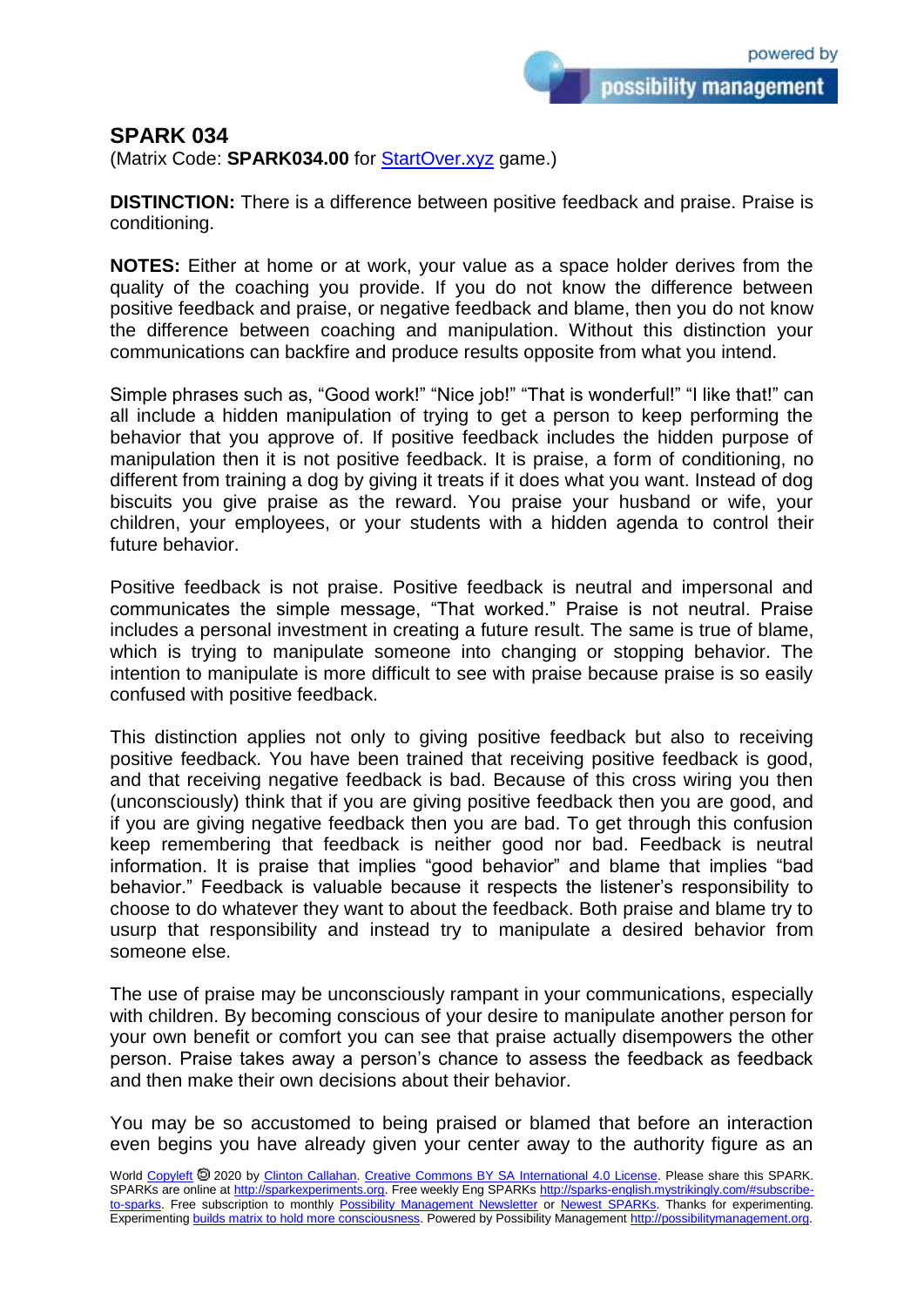## SPARK 034

(Matrix Code: **SPARK034.00** for [StartOver.xyz](StartOver.xyz) game.)

**DISTINCTION:** There is a difference between positive feedback and praise. Praise is conditioning.

**NOTES:** Either at home or at work, your value as a space holder derives from the quality of the coaching you provide. If you do not know the difference between positive feedback and praise, or negative feedback and blame, then you do not know the difference between coaching and manipulation. Without this distinction your communications can backfire and produce results opposite from what you intend.

Simple phrases such as, "Good work!" "Nice job!" "That is wonderful!" "I like that!" can all include a hidden manipulation of trying to get a person to keep performing the behavior that you approve of. If positive feedback includes the hidden purpose of manipulation then it is not positive feedback. It is praise, a form of conditioning, no different from training a dog by giving it treats if it does what you want. Instead of dog biscuits you give praise as the reward. You praise your husband or wife, your children, your employees, or your students with a hidden agenda to control their future behavior.

Positive feedback is not praise. Positive feedback is neutral and impersonal and communicates the simple message, "That worked." Praise is not neutral. Praise includes a personal investment in creating a future result. The same is true of blame, which is trying to manipulate someone into changing or stopping behavior. The intention to manipulate is more difficult to see with praise because praise is so easily confused with positive feedback.

This distinction applies not only to giving positive feedback but also to receiving positive feedback. You have been trained that receiving positive feedback is good, and that receiving negative feedback is bad. Because of this cross wiring you then (unconsciously) think that if you are giving positive feedback then you are good, and if you are giving negative feedback then you are bad. To get through this confusion keep remembering that feedback is neither good nor bad. Feedback is neutral information. It is praise that implies "good behavior" and blame that implies "bad behavior." Feedback is valuable because it respects the listener's responsibility to choose to do whatever they want to do about the feedback. Both praise and blame try to usurp that responsibility and instead try to manipulate a desired behavior from someone else.

The use of praise may be unconsciously rampant in your communications, especially with children. By becoming conscious of your desire to manipulate another person for your own benefit or comfort you can see that praise actually disempowers the other person. Praise takes away a person's chance to assess the feedback as feedback and then make their own decisions about their behavior.

You may be so accustomed to being praised or blamed that before an interaction even begins you have already given your center away to the authority figure as an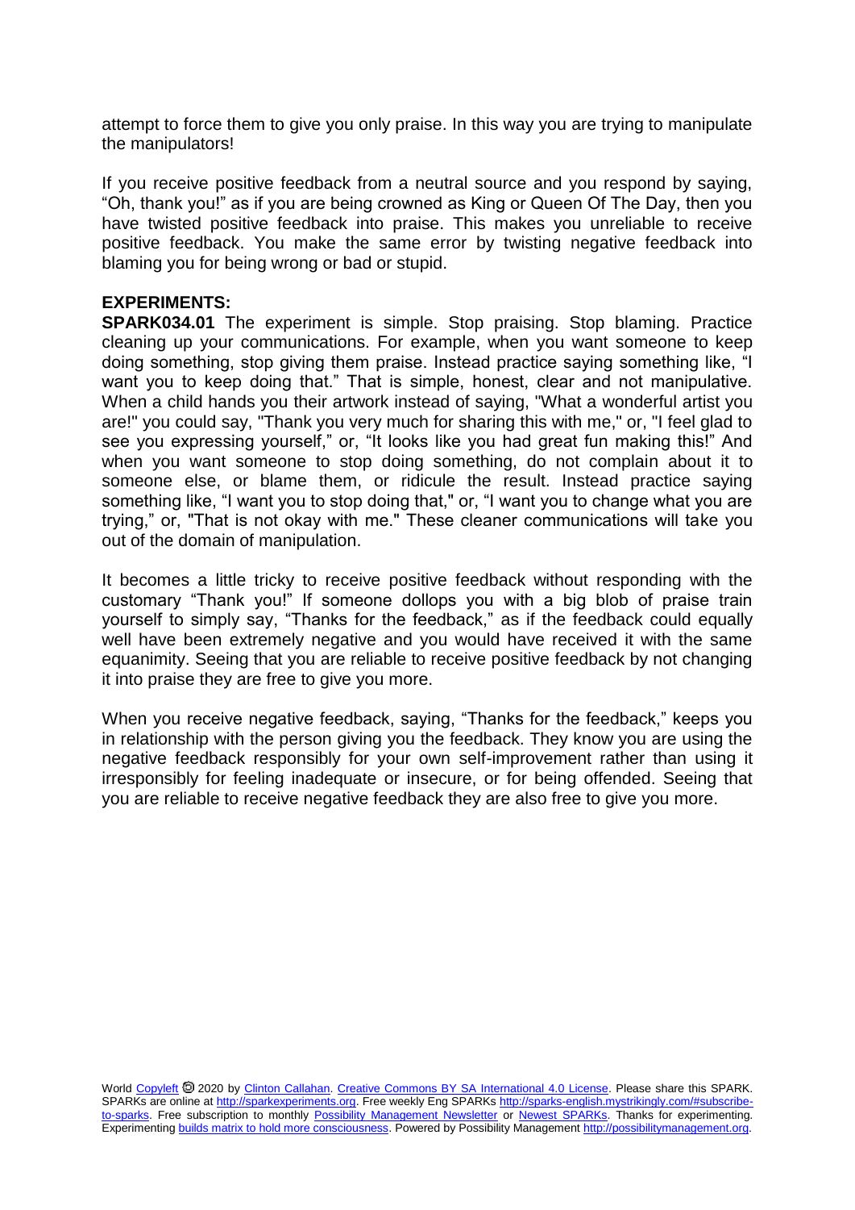attempt to force them to give you only praise. In this way you are trying to manipulate the manipulators!

If you receive positive feedback from a neutral source and you respond by saying, "Oh, thank you!" as if you are being crowned as King or Queen Of The Day, then you have twisted positive feedback into praise. This makes you unreliable to receive positive feedback. You make the same error by twisting negative feedback into blaming you for being wrong or bad or stupid.

**EXPERIMENTS:**

**SPARK034.01** The experiment is simple. Stop praising. Stop blaming. Practice cleaning up your communications. For example, when you want someone to keep doing something, stop giving them praise. Instead practice saying something like, "I want you to keep doing that." That is simple, honest, clear and not manipulative. When a child hands you their artwork instead of saying, "What a wonderful artist you are!" you could say, "Thank you very much for sharing this with me," or, "I feel glad to see you expressing yourself," or, "It looks like you had great fun making this!" And when you want someone to stop doing something, do not complain about it to someone else, or blame them, or ridicule the result. Instead practice saying something like, "I want you to stop doing that," or, "I want you to change what you are trying," or, "That is not okay with me." These cleaner communications will take you out of the domain of manipulation.

It becomes a little tricky to receive positive feedback without responding with the customary "Thank you!" If someone dollops you with a big blob of praise train yourself to simply say, "Thanks for the feedback," as if the feedback could equally well have been extremely negative and you would have received it with the same equanimity. Seeing that you are reliable to receive positive feedback by not changing it into praise they are free to give you more.

When you receive negative feedback, saying, "Thanks for the feedback," keeps you in relationship with the person giving you the feedback. They know you are using the negative feedback responsibly for your own self-improvement rather than using it irresponsibly for feeling inadequate or insecure, or for being offended. Seeing that you are reliable to receive negative feedback they are also free to give you more.